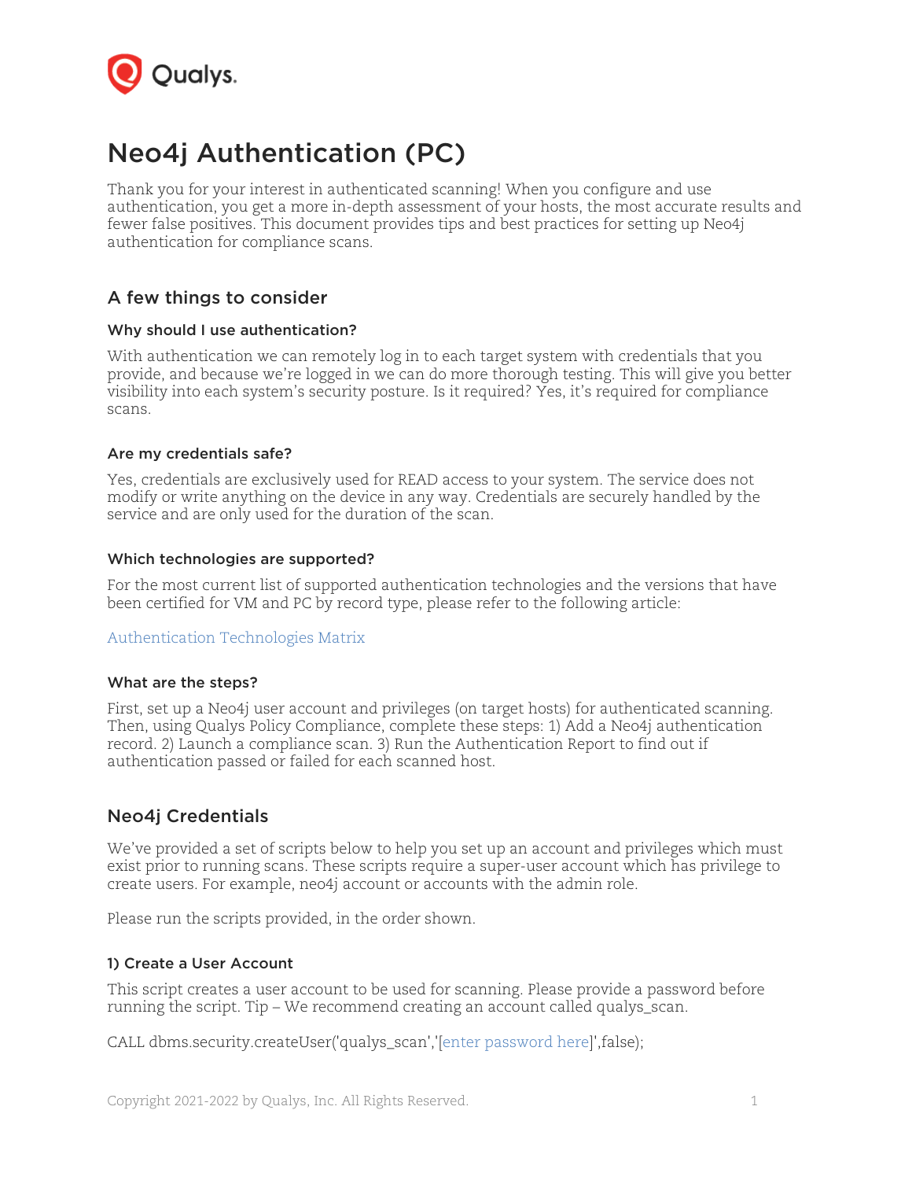# Neo4j Authentication (PC)

Thank you for your interest in authenticated scanning! When you configure and use authentication, you get a more in-depth assessment of your hosts, the most accurate results and fewer false positives. This document provides tips and best practices for setting up Neo4j authentication for compliance scans.

## A few things to consider

### Why should I use authentication?

With authentication we can remotely log in to each target system with credentials that you provide, and because we're logged in we can do more thorough testing. This will give you better visibility into each system's security posture. Is it required? Yes, it's required for compliance scans.

### Are my credentials safe?

Yes, credentials are exclusively used for READ access to your system. The service does not modify or write anything on the device in any way. Credentials are securely handled by the service and are only used for the duration of the scan.

### Which technologies are supported?

For the most current list of supported authentication technologies and the versions that have been certified for VM and PC by record type, please refer to the following article:

Authentication Technologies Matrix

### What are the steps?

First, set up a Neo4j user account and privileges (on target hosts) for authenticated scanning. Then, using Qualys Policy Compliance, complete these steps: 1) Add a Neo4j authentication record. 2) Launch a compliance scan. 3) Run the Authentication Report to find out if authentication passed or failed for each scanned host.

## Neo4j Credentials

We've provided a set of scripts below to help you set up an account and privileges which must exist prior to running scans. These scripts require a super-user account which has privilege to create users. For example, neo4j account or accounts with the admin role.

Please run the scripts provided, in the order shown.

### 1) Create a User Account

This script creates a user account to be used for scanning. Please provide a password before running the script. Tip – We recommend creating an account called qualys_scan.

```
CALL dbms.security.createUser('qualys_scan','[enter password here]',false);
```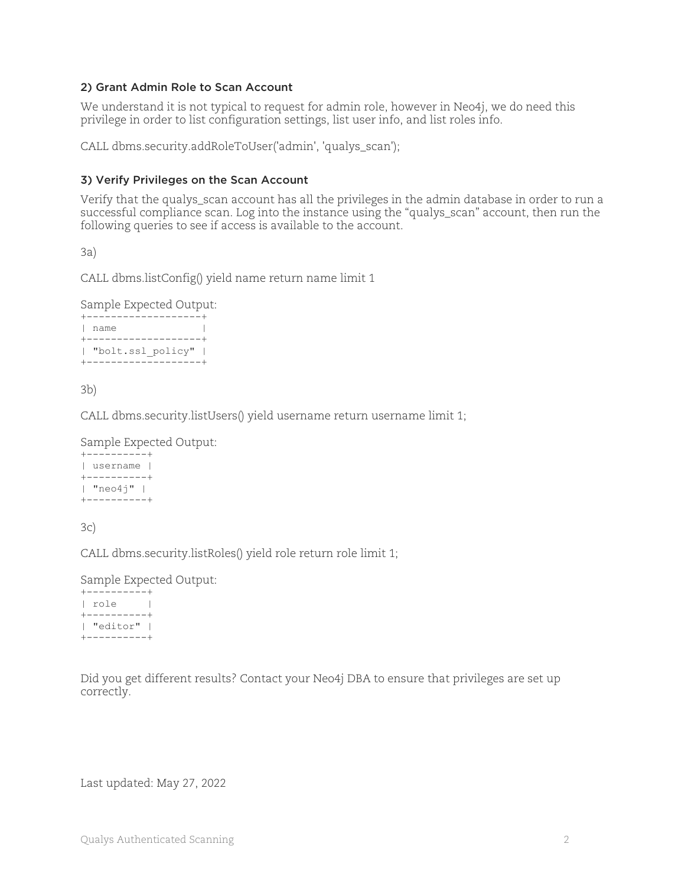### 2) Grant Admin Role to Scan Account

We understand it is not typical to request for admin role, however in Neo4j, we do need this privilege in order to list configuration settings, list user info, and list roles info.

CALL dbms.security.addRoleToUser('admin', 'qualys_scan');

### 3) Verify Privileges on the Scan Account

Verify that the qualys_scan account has all the privileges in the admin database in order to run a successful compliance scan. Log into the instance using the "qualys_scan" account, then run the following queries to see if access is available to the account.

3a)

CALL dbms.listConfig() yield name return name limit 1

Sample Expected Output:

```
+-------------------+
| name              |
+-------------------+
| "bolt.ssl_policy" |
+-------------------+
```

3b)

CALL dbms.security.listUsers() yield username return username limit 1;

Sample Expected Output:

```
+----------+
| username |
+----------+
| "neo4j" |
+----------+
```

3c)

CALL dbms.security.listRoles() yield role return role limit 1;

Sample Expected Output:

```
+----------+
| role     |
+----------+
| "editor" |
+----------+
```

Did you get different results? Contact your Neo4j DBA to ensure that privileges are set up correctly.

Last updated: May 27, 2022